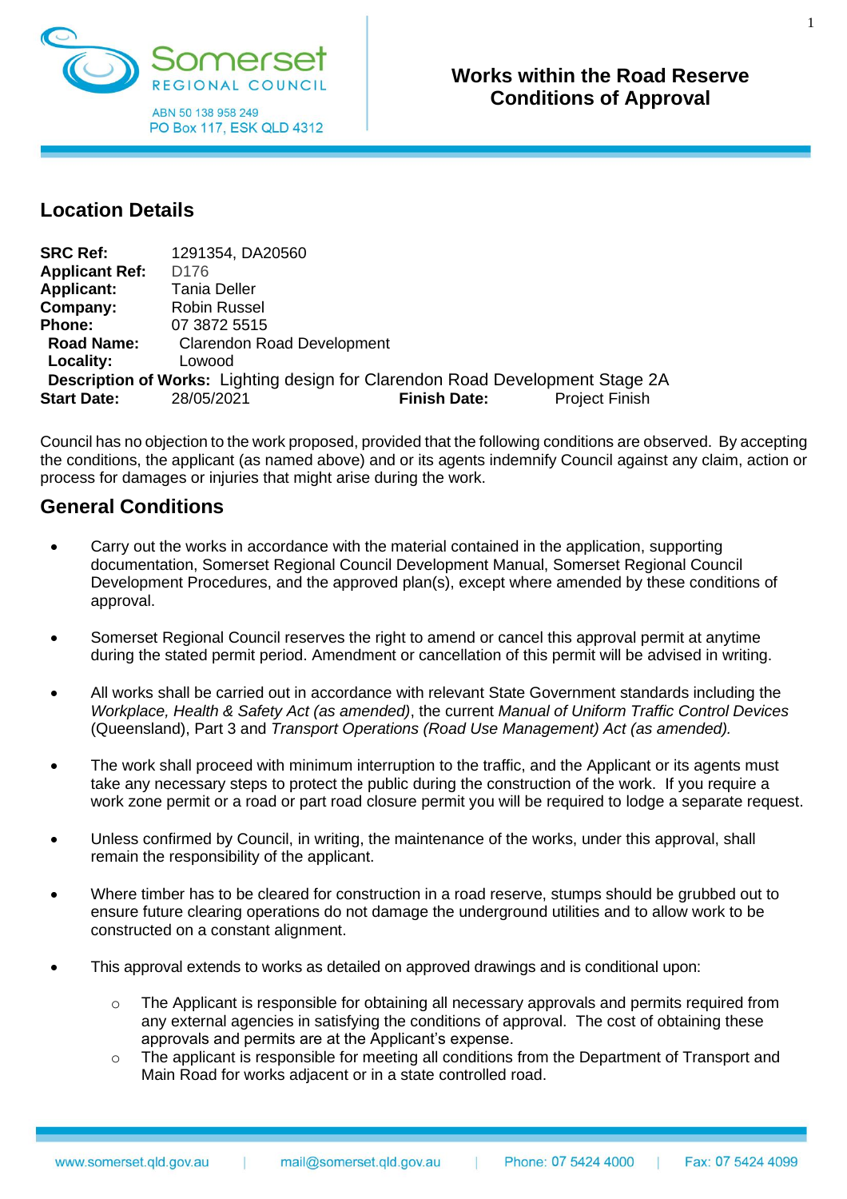Somerset REGIONAL COUNCIL

ABN 50 138 958 249
PO Box 117, ESK QLD 4312

# Works within the Road Reserve Conditions of Approval

## Location Details

**SRC Ref:** 1291354, DA20560
**Applicant Ref:** D176
**Applicant:** Tania Deller
**Company:** Robin Russel
**Phone:** 07 3872 5515
**Road Name:** Clarendon Road Development
**Locality:** Lowood
**Description of Works:** Lighting design for Clarendon Road Development Stage 2A
**Start Date:** 28/05/2021 **Finish Date:** Project Finish

Council has no objection to the work proposed, provided that the following conditions are observed. By accepting the conditions, the applicant (as named above) and or its agents indemnify Council against any claim, action or process for damages or injuries that might arise during the work.

## General Conditions

- Carry out the works in accordance with the material contained in the application, supporting documentation, Somerset Regional Council Development Manual, Somerset Regional Council Development Procedures, and the approved plan(s), except where amended by these conditions of approval.

- Somerset Regional Council reserves the right to amend or cancel this approval permit at anytime during the stated permit period. Amendment or cancellation of this permit will be advised in writing.

- All works shall be carried out in accordance with relevant State Government standards including the *Workplace, Health & Safety Act (as amended)*, the current *Manual of Uniform Traffic Control Devices* (Queensland), Part 3 and *Transport Operations (Road Use Management) Act (as amended).*

- The work shall proceed with minimum interruption to the traffic, and the Applicant or its agents must take any necessary steps to protect the public during the construction of the work. If you require a work zone permit or a road or part road closure permit you will be required to lodge a separate request.

- Unless confirmed by Council, in writing, the maintenance of the works, under this approval, shall remain the responsibility of the applicant.

- Where timber has to be cleared for construction in a road reserve, stumps should be grubbed out to ensure future clearing operations do not damage the underground utilities and to allow work to be constructed on a constant alignment.

- This approval extends to works as detailed on approved drawings and is conditional upon:

    - The Applicant is responsible for obtaining all necessary approvals and permits required from any external agencies in satisfying the conditions of approval. The cost of obtaining these approvals and permits are at the Applicant's expense.
    - The applicant is responsible for meeting all conditions from the Department of Transport and Main Road for works adjacent or in a state controlled road.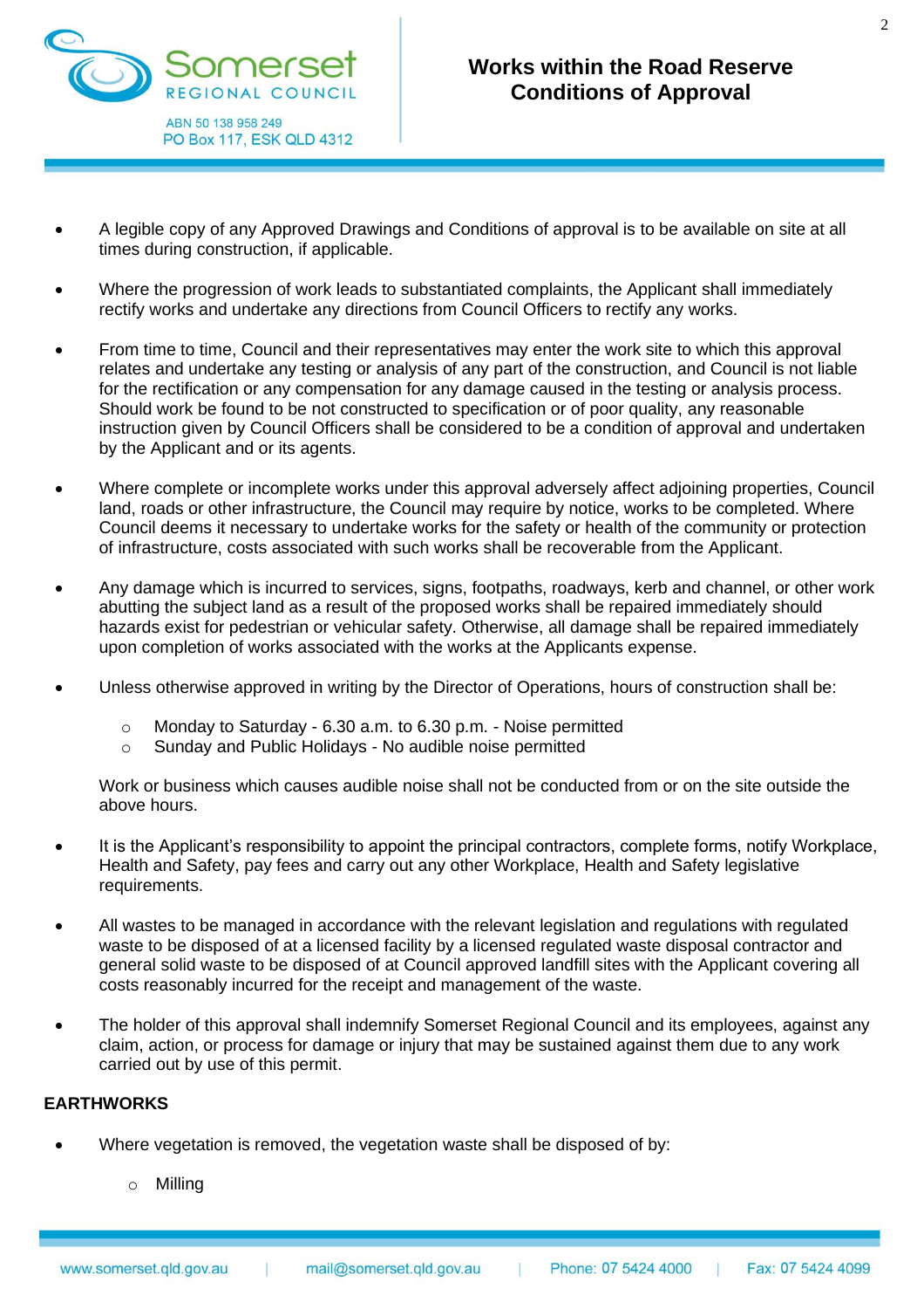- A legible copy of any Approved Drawings and Conditions of approval is to be available on site at all times during construction, if applicable.

- Where the progression of work leads to substantiated complaints, the Applicant shall immediately rectify works and undertake any directions from Council Officers to rectify any works.

- From time to time, Council and their representatives may enter the work site to which this approval relates and undertake any testing or analysis of any part of the construction, and Council is not liable for the rectification or any compensation for any damage caused in the testing or analysis process. Should work be found to be not constructed to specification or of poor quality, any reasonable instruction given by Council Officers shall be considered to be a condition of approval and undertaken by the Applicant and or its agents.

- Where complete or incomplete works under this approval adversely affect adjoining properties, Council land, roads or other infrastructure, the Council may require by notice, works to be completed. Where Council deems it necessary to undertake works for the safety or health of the community or protection of infrastructure, costs associated with such works shall be recoverable from the Applicant.

- Any damage which is incurred to services, signs, footpaths, roadways, kerb and channel, or other work abutting the subject land as a result of the proposed works shall be repaired immediately should hazards exist for pedestrian or vehicular safety. Otherwise, all damage shall be repaired immediately upon completion of works associated with the works at the Applicants expense.

- Unless otherwise approved in writing by the Director of Operations, hours of construction shall be:

    - Monday to Saturday - 6.30 a.m. to 6.30 p.m. - Noise permitted
    - Sunday and Public Holidays - No audible noise permitted

  Work or business which causes audible noise shall not be conducted from or on the site outside the above hours.

- It is the Applicant's responsibility to appoint the principal contractors, complete forms, notify Workplace, Health and Safety, pay fees and carry out any other Workplace, Health and Safety legislative requirements.

- All wastes to be managed in accordance with the relevant legislation and regulations with regulated waste to be disposed of at a licensed facility by a licensed regulated waste disposal contractor and general solid waste to be disposed of at Council approved landfill sites with the Applicant covering all costs reasonably incurred for the receipt and management of the waste.

- The holder of this approval shall indemnify Somerset Regional Council and its employees, against any claim, action, or process for damage or injury that may be sustained against them due to any work carried out by use of this permit.

**EARTHWORKS**

- Where vegetation is removed, the vegetation waste shall be disposed of by:

    - Milling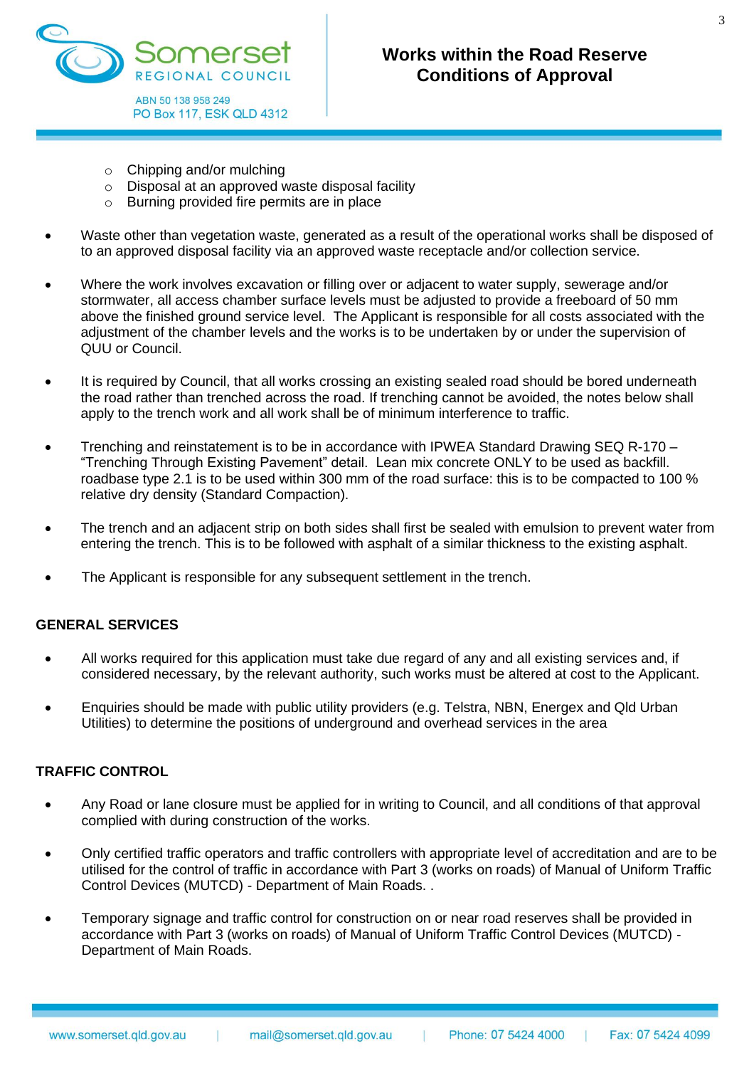- Chipping and/or mulching
  - Disposal at an approved waste disposal facility
  - Burning provided fire permits are in place

- Waste other than vegetation waste, generated as a result of the operational works shall be disposed of to an approved disposal facility via an approved waste receptacle and/or collection service.

- Where the work involves excavation or filling over or adjacent to water supply, sewerage and/or stormwater, all access chamber surface levels must be adjusted to provide a freeboard of 50 mm above the finished ground service level. The Applicant is responsible for all costs associated with the adjustment of the chamber levels and the works is to be undertaken by or under the supervision of QUU or Council.

- It is required by Council, that all works crossing an existing sealed road should be bored underneath the road rather than trenched across the road. If trenching cannot be avoided, the notes below shall apply to the trench work and all work shall be of minimum interference to traffic.

- Trenching and reinstatement is to be in accordance with IPWEA Standard Drawing SEQ R-170 – "Trenching Through Existing Pavement" detail. Lean mix concrete ONLY to be used as backfill. roadbase type 2.1 is to be used within 300 mm of the road surface: this is to be compacted to 100 % relative dry density (Standard Compaction).

- The trench and an adjacent strip on both sides shall first be sealed with emulsion to prevent water from entering the trench. This is to be followed with asphalt of a similar thickness to the existing asphalt.

- The Applicant is responsible for any subsequent settlement in the trench.

**GENERAL SERVICES**

- All works required for this application must take due regard of any and all existing services and, if considered necessary, by the relevant authority, such works must be altered at cost to the Applicant.

- Enquiries should be made with public utility providers (e.g. Telstra, NBN, Energex and Qld Urban Utilities) to determine the positions of underground and overhead services in the area

**TRAFFIC CONTROL**

- Any Road or lane closure must be applied for in writing to Council, and all conditions of that approval complied with during construction of the works.

- Only certified traffic operators and traffic controllers with appropriate level of accreditation and are to be utilised for the control of traffic in accordance with Part 3 (works on roads) of Manual of Uniform Traffic Control Devices (MUTCD) - Department of Main Roads. .

- Temporary signage and traffic control for construction on or near road reserves shall be provided in accordance with Part 3 (works on roads) of Manual of Uniform Traffic Control Devices (MUTCD) - Department of Main Roads.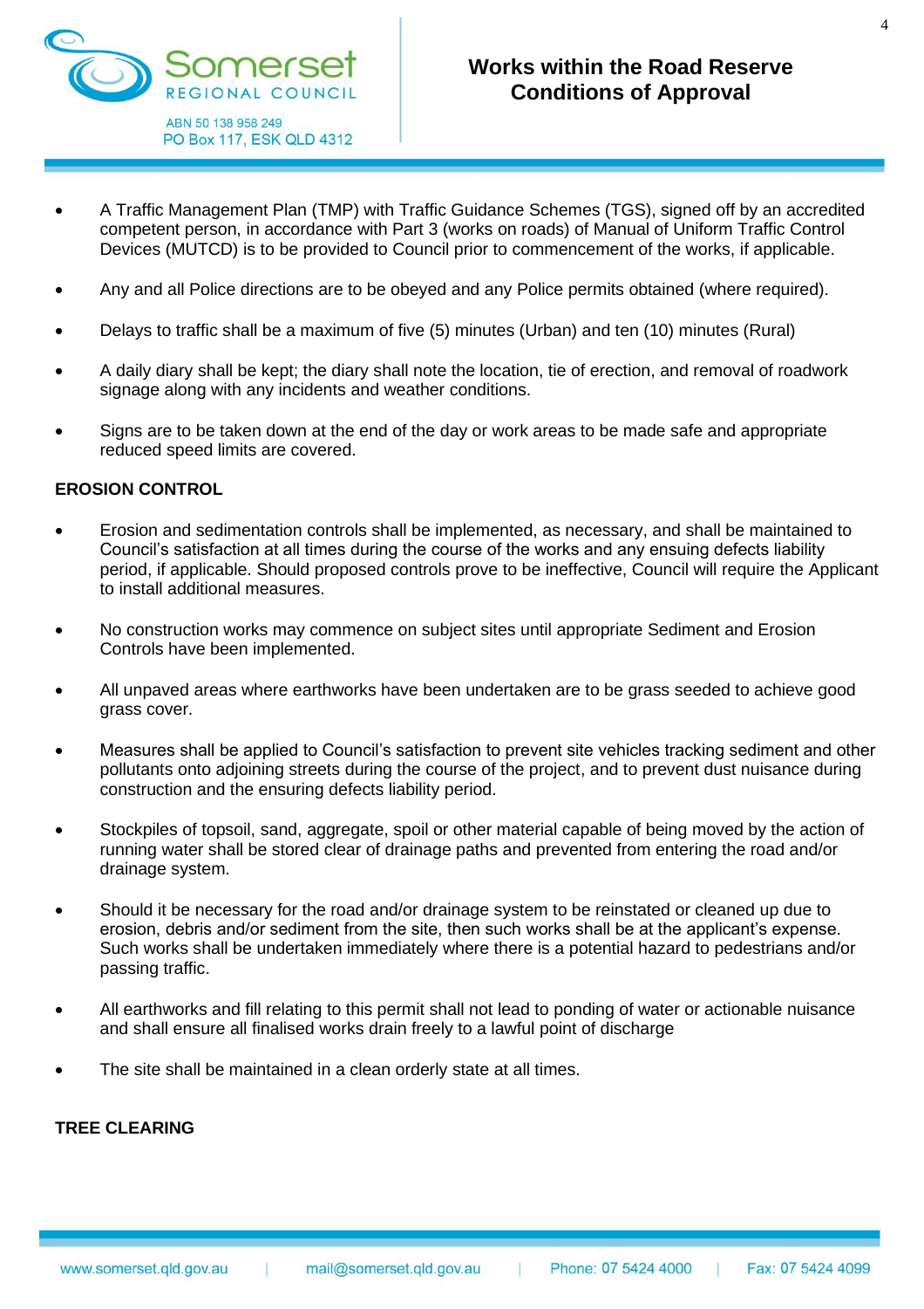- A Traffic Management Plan (TMP) with Traffic Guidance Schemes (TGS), signed off by an accredited competent person, in accordance with Part 3 (works on roads) of Manual of Uniform Traffic Control Devices (MUTCD) is to be provided to Council prior to commencement of the works, if applicable.
- Any and all Police directions are to be obeyed and any Police permits obtained (where required).
- Delays to traffic shall be a maximum of five (5) minutes (Urban) and ten (10) minutes (Rural)
- A daily diary shall be kept; the diary shall note the location, tie of erection, and removal of roadwork signage along with any incidents and weather conditions.
- Signs are to be taken down at the end of the day or work areas to be made safe and appropriate reduced speed limits are covered.

**EROSION CONTROL**

- Erosion and sedimentation controls shall be implemented, as necessary, and shall be maintained to Council's satisfaction at all times during the course of the works and any ensuing defects liability period, if applicable. Should proposed controls prove to be ineffective, Council will require the Applicant to install additional measures.
- No construction works may commence on subject sites until appropriate Sediment and Erosion Controls have been implemented.
- All unpaved areas where earthworks have been undertaken are to be grass seeded to achieve good grass cover.
- Measures shall be applied to Council's satisfaction to prevent site vehicles tracking sediment and other pollutants onto adjoining streets during the course of the project, and to prevent dust nuisance during construction and the ensuring defects liability period.
- Stockpiles of topsoil, sand, aggregate, spoil or other material capable of being moved by the action of running water shall be stored clear of drainage paths and prevented from entering the road and/or drainage system.
- Should it be necessary for the road and/or drainage system to be reinstated or cleaned up due to erosion, debris and/or sediment from the site, then such works shall be at the applicant's expense. Such works shall be undertaken immediately where there is a potential hazard to pedestrians and/or passing traffic.
- All earthworks and fill relating to this permit shall not lead to ponding of water or actionable nuisance and shall ensure all finalised works drain freely to a lawful point of discharge
- The site shall be maintained in a clean orderly state at all times.

**TREE CLEARING**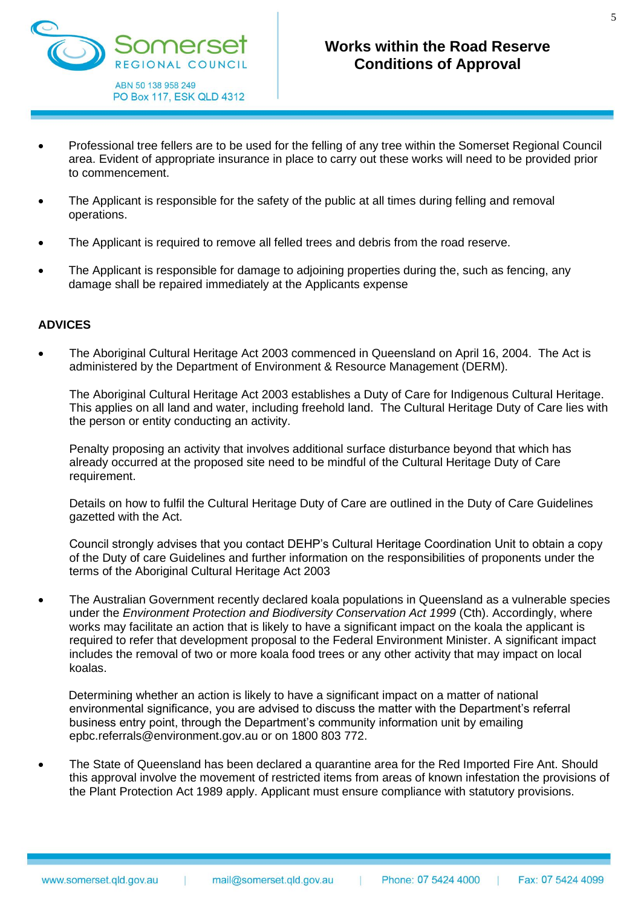- Professional tree fellers are to be used for the felling of any tree within the Somerset Regional Council area. Evident of appropriate insurance in place to carry out these works will need to be provided prior to commencement.

- The Applicant is responsible for the safety of the public at all times during felling and removal operations.

- The Applicant is required to remove all felled trees and debris from the road reserve.

- The Applicant is responsible for damage to adjoining properties during the, such as fencing, any damage shall be repaired immediately at the Applicants expense

**ADVICES**

- The Aboriginal Cultural Heritage Act 2003 commenced in Queensland on April 16, 2004. The Act is administered by the Department of Environment & Resource Management (DERM).

  The Aboriginal Cultural Heritage Act 2003 establishes a Duty of Care for Indigenous Cultural Heritage. This applies on all land and water, including freehold land. The Cultural Heritage Duty of Care lies with the person or entity conducting an activity.

  Penalty proposing an activity that involves additional surface disturbance beyond that which has already occurred at the proposed site need to be mindful of the Cultural Heritage Duty of Care requirement.

  Details on how to fulfil the Cultural Heritage Duty of Care are outlined in the Duty of Care Guidelines gazetted with the Act.

  Council strongly advises that you contact DEHP's Cultural Heritage Coordination Unit to obtain a copy of the Duty of care Guidelines and further information on the responsibilities of proponents under the terms of the Aboriginal Cultural Heritage Act 2003

- The Australian Government recently declared koala populations in Queensland as a vulnerable species under the *Environment Protection and Biodiversity Conservation Act 1999* (Cth). Accordingly, where works may facilitate an action that is likely to have a significant impact on the koala the applicant is required to refer that development proposal to the Federal Environment Minister. A significant impact includes the removal of two or more koala food trees or any other activity that may impact on local koalas.

  Determining whether an action is likely to have a significant impact on a matter of national environmental significance, you are advised to discuss the matter with the Department's referral business entry point, through the Department's community information unit by emailing epbc.referrals@environment.gov.au or on 1800 803 772.

- The State of Queensland has been declared a quarantine area for the Red Imported Fire Ant. Should this approval involve the movement of restricted items from areas of known infestation the provisions of the Plant Protection Act 1989 apply. Applicant must ensure compliance with statutory provisions.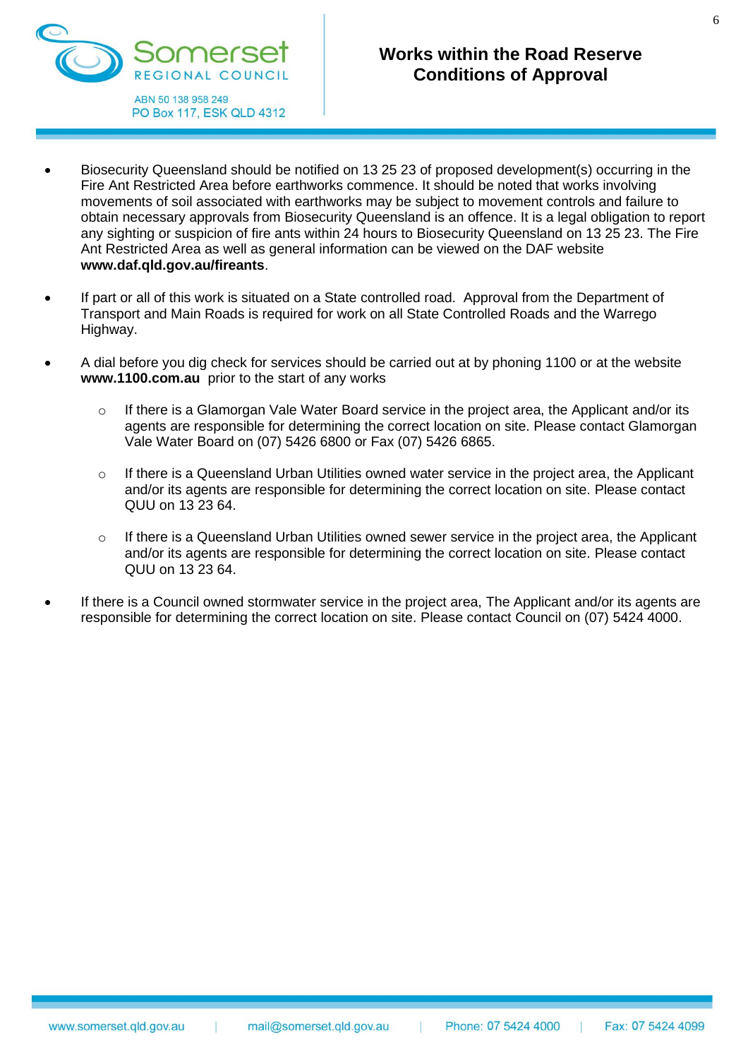- Biosecurity Queensland should be notified on 13 25 23 of proposed development(s) occurring in the Fire Ant Restricted Area before earthworks commence. It should be noted that works involving movements of soil associated with earthworks may be subject to movement controls and failure to obtain necessary approvals from Biosecurity Queensland is an offence. It is a legal obligation to report any sighting or suspicion of fire ants within 24 hours to Biosecurity Queensland on 13 25 23. The Fire Ant Restricted Area as well as general information can be viewed on the DAF website **www.daf.qld.gov.au/fireants**.

- If part or all of this work is situated on a State controlled road. Approval from the Department of Transport and Main Roads is required for work on all State Controlled Roads and the Warrego Highway.

- A dial before you dig check for services should be carried out at by phoning 1100 or at the website **www.1100.com.au** prior to the start of any works

  - If there is a Glamorgan Vale Water Board service in the project area, the Applicant and/or its agents are responsible for determining the correct location on site. Please contact Glamorgan Vale Water Board on (07) 5426 6800 or Fax (07) 5426 6865.

  - If there is a Queensland Urban Utilities owned water service in the project area, the Applicant and/or its agents are responsible for determining the correct location on site. Please contact QUU on 13 23 64.

  - If there is a Queensland Urban Utilities owned sewer service in the project area, the Applicant and/or its agents are responsible for determining the correct location on site. Please contact QUU on 13 23 64.

- If there is a Council owned stormwater service in the project area, The Applicant and/or its agents are responsible for determining the correct location on site. Please contact Council on (07) 5424 4000.